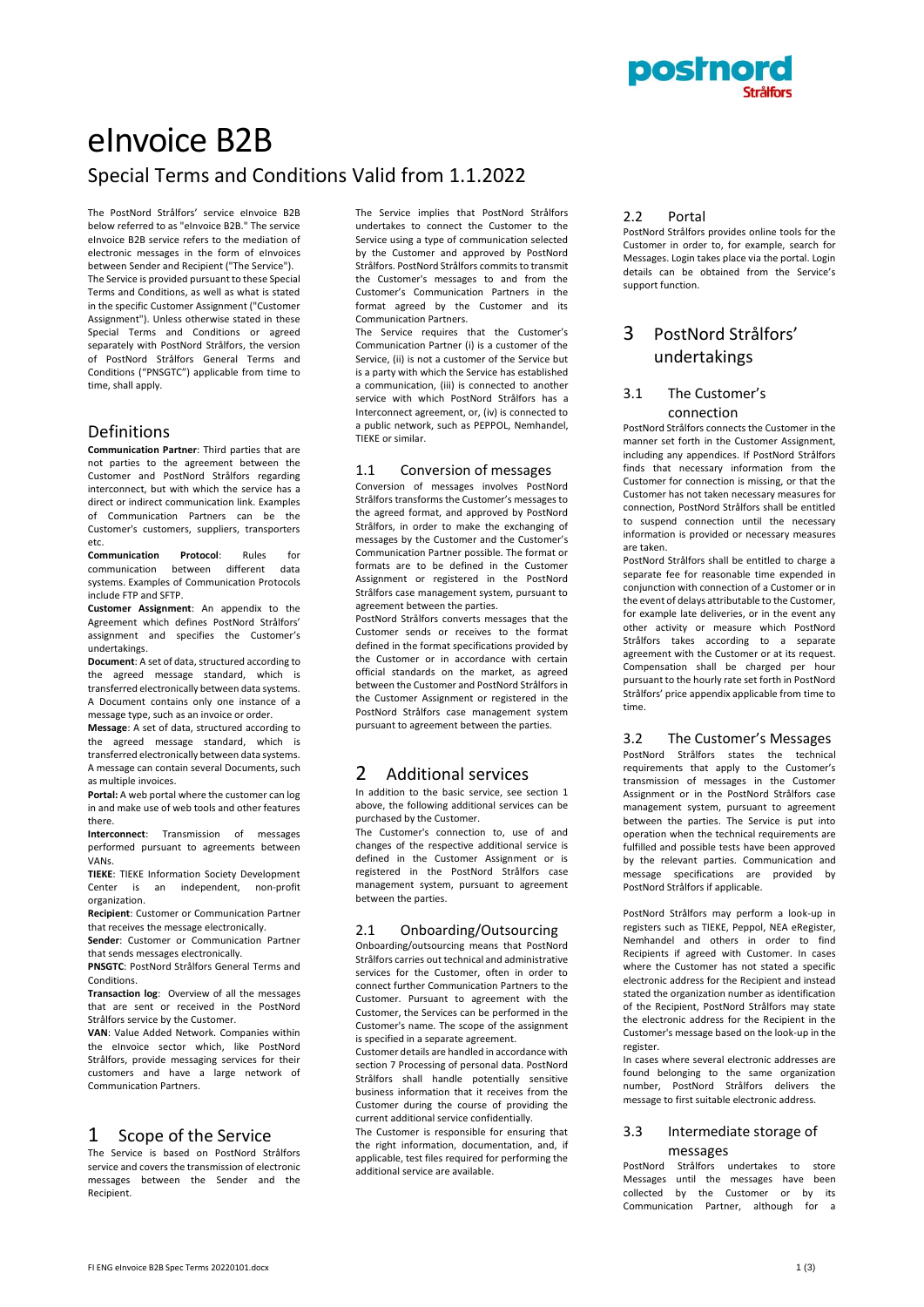# eInvoice B2B

## Special Terms and Conditions Valid from 1.1.2022

The PostNord Strålfors' service eInvoice B2B below referred to as "eInvoice B2B." The service eInvoice B2B service refers to the mediation of electronic messages in the form of eInvoices between Sender and Recipient ("The Service"). The Service is provided pursuant to these Special Terms and Conditions, as well as what is stated in the specific Customer Assignment ("Customer Assignment"). Unless otherwise stated in these Special Terms and Conditions or agreed separately with PostNord Strålfors, the version of PostNord Strålfors General Terms and Conditions ("PNSGTC") applicable from time to time, shall apply.

## Definitions

**Communication Partner**: Third parties that are not parties to the agreement between the Customer and PostNord Strålfors regarding interconnect, but with which the service has a direct or indirect communication link. Examples of Communication Partners can be the Customer's customers, suppliers, transporters etc.

**Communication Protocol**: Rules for communication between different data systems. Examples of Communication Protocols include FTP and SFTP.

**Customer Assignment**: An appendix to the Agreement which defines PostNord Strålfors' assignment and specifies the Customer's undertakings.

**Document**: A set of data, structured according to the agreed message standard, which is transferred electronically between data systems. A Document contains only one instance of a message type, such as an invoice or order.

**Message**: A set of data, structured according to the agreed message standard, which is transferred electronically between data systems. A message can contain several Documents, such as multiple invoices.

**Portal:** A web portal where the customer can log in and make use of web tools and other features there.

**Interconnect**: Transmission of messages performed pursuant to agreements between VANs.

**TIEKE**: TIEKE Information Society Development Center is an independent, non-profit organization.

**Recipient**: Customer or Communication Partner that receives the message electronically.

**Sender**: Customer or Communication Partner that sends messages electronically.

**PNSGTC**: PostNord Strålfors General Terms and Conditions.

**Transaction log**: Overview of all the messages that are sent or received in the PostNord Strålfors service by the Customer.

**VAN**: Value Added Network. Companies within the eInvoice sector which, like PostNord Strålfors, provide messaging services for their customers and have a large network of Communication Partners.

## 1 Scope of the Service

The Service is based on PostNord Strålfors service and covers the transmission of electronic messages between the Sender and the Recipient.

The Service implies that PostNord Strålfors undertakes to connect the Customer to the Service using a type of communication selected by the Customer and approved by PostNord Strålfors. PostNord Strålfors commits to transmit the Customer's messages to and from the Customer's Communication Partners in the format agreed by the Customer and its Communication Partners.

The Service requires that the Customer's Communication Partner (i) is a customer of the Service, (ii) is not a customer of the Service but is a party with which the Service has established a communication, (iii) is connected to another service with which PostNord Strålfors has a Interconnect agreement, or, (iv) is connected to a public network, such as PEPPOL, Nemhandel, TIEKE or similar.

### 1.1 Conversion of messages

Conversion of messages involves PostNord Strålfors transforms the Customer's messages to the agreed format, and approved by PostNord Strålfors, in order to make the exchanging of messages by the Customer and the Customer's Communication Partner possible. The format or formats are to be defined in the Customer Assignment or registered in the PostNord Strålfors case management system, pursuant to agreement between the parties.

PostNord Strålfors converts messages that the Customer sends or receives to the format defined in the format specifications provided by the Customer or in accordance with certain official standards on the market, as agreed between the Customer and PostNord Strålfors in the Customer Assignment or registered in the PostNord Strålfors case management system pursuant to agreement between the parties.

## 2 Additional services

In addition to the basic service, see section 1 above, the following additional services can be purchased by the Customer.

The Customer's connection to, use of and changes of the respective additional service is defined in the Customer Assignment or is registered in the PostNord Strålfors case management system, pursuant to agreement between the parties.

### 2.1 Onboarding/Outsourcing

Onboarding/outsourcing means that PostNord Strålfors carries out technical and administrative services for the Customer, often in order to connect further Communication Partners to the Customer. Pursuant to agreement with the Customer, the Services can be performed in the Customer's name. The scope of the assignment is specified in a separate agreement.

Customer details are handled in accordance with section 7 Processing of personal data. PostNord Strålfors shall handle potentially sensitive business information that it receives from the Customer during the course of providing the current additional service confidentially.

The Customer is responsible for ensuring that the right information, documentation, and, if applicable, test files required for performing the additional service are available.

### 2.2 Portal

PostNord Strålfors provides online tools for the Customer in order to, for example, search for Messages. Login takes place via the portal. Login details can be obtained from the Service's support function.

## 3 PostNord Strålfors' undertakings

### 3.1 The Customer's connection

PostNord Strålfors connects the Customer in the manner set forth in the Customer Assignment, including any appendices. If PostNord Strålfors finds that necessary information from the Customer for connection is missing, or that the Customer has not taken necessary measures for connection, PostNord Strålfors shall be entitled to suspend connection until the necessary information is provided or necessary measures are taken.

PostNord Strålfors shall be entitled to charge a separate fee for reasonable time expended in conjunction with connection of a Customer or in the event of delays attributable to the Customer, for example late deliveries, or in the event any other activity or measure which PostNord Strålfors takes according to a separate agreement with the Customer or at its request. Compensation shall be charged per hour pursuant to the hourly rate set forth in PostNord Strålfors' price appendix applicable from time to time.

### 3.2 The Customer's Messages

PostNord Strålfors states the technical requirements that apply to the Customer's transmission of messages in the Customer Assignment or in the PostNord Strålfors case management system, pursuant to agreement between the parties. The Service is put into operation when the technical requirements are fulfilled and possible tests have been approved by the relevant parties. Communication and message specifications are provided by PostNord Strålfors if applicable.

PostNord Strålfors may perform a look-up in registers such as TIEKE, Peppol, NEA eRegister, Nemhandel and others in order to find Recipients if agreed with Customer. In cases where the Customer has not stated a specific electronic address for the Recipient and instead stated the organization number as identification of the Recipient, PostNord Strålfors may state the electronic address for the Recipient in the Customer's message based on the look-up in the register.

In cases where several electronic addresses are found belonging to the same organization number, PostNord Strålfors delivers the message to first suitable electronic address.

### 3.3 Intermediate storage of messages

PostNord Strålfors undertakes to store Messages until the messages have been collected by the Customer or by its Communication Partner, although for a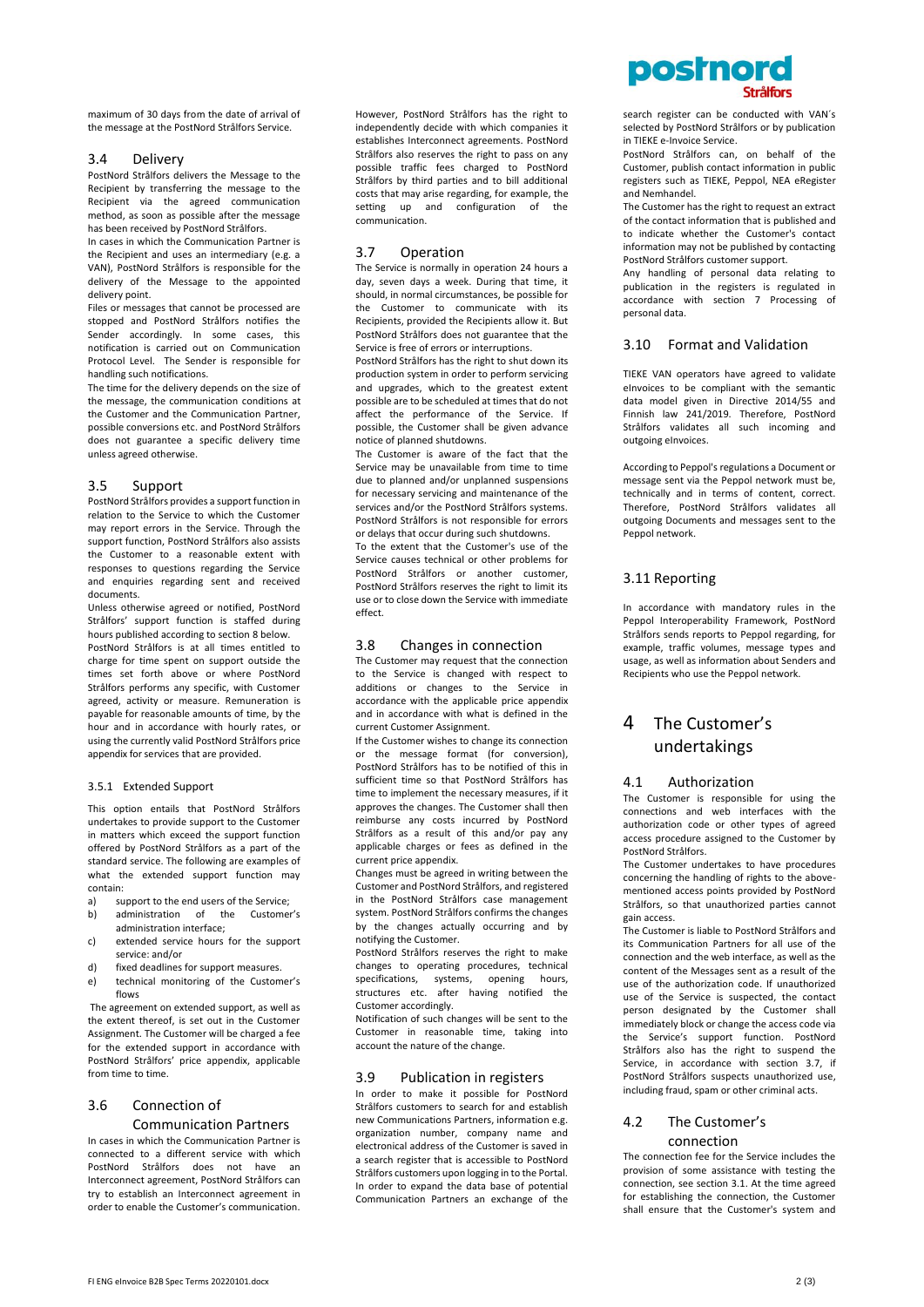maximum of 30 days from the date of arrival of the message at the PostNord Strålfors Service.

## 3.4 Delivery

PostNord Strålfors delivers the Message to the Recipient by transferring the message to the Recipient via the agreed communication method, as soon as possible after the message has been received by PostNord Strålfors.

In cases in which the Communication Partner is the Recipient and uses an intermediary (e.g. a VAN), PostNord Strålfors is responsible for the delivery of the Message to the appointed delivery point.

Files or messages that cannot be processed are stopped and PostNord Strålfors notifies the Sender accordingly. In some cases, this notification is carried out on Communication Protocol Level. The Sender is responsible for handling such notifications.

The time for the delivery depends on the size of the message, the communication conditions at the Customer and the Communication Partner, possible conversions etc. and PostNord Strålfors does not guarantee a specific delivery time unless agreed otherwise.

## 3.5 Support

PostNord Strålfors provides a support function in relation to the Service to which the Customer may report errors in the Service. Through the support function, PostNord Strålfors also assists the Customer to a reasonable extent with responses to questions regarding the Service and enquiries regarding sent and received documents.

Unless otherwise agreed or notified, PostNord Strålfors' support function is staffed during hours published according to section 8 below.

PostNord Strålfors is at all times entitled to charge for time spent on support outside the times set forth above or where PostNord Strålfors performs any specific, with Customer agreed, activity or measure. Remuneration is payable for reasonable amounts of time, by the hour and in accordance with hourly rates, or using the currently valid PostNord Strålfors price appendix for services that are provided.

### 3.5.1 Extended Support

This option entails that PostNord Strålfors undertakes to provide support to the Customer in matters which exceed the support function offered by PostNord Strålfors as a part of the standard service. The following are examples of what the extended support function may contain:

a) support to the end users of the Service;
b) administration of the Customer's administration interface;
c) extended service hours for the support service: and/or
d) fixed deadlines for support measures.
e) technical monitoring of the Customer's flows

The agreement on extended support, as well as the extent thereof, is set out in the Customer Assignment. The Customer will be charged a fee for the extended support in accordance with PostNord Strålfors' price appendix, applicable from time to time.

## 3.6 Connection of Communication Partners

In cases in which the Communication Partner is connected to a different service with which PostNord Strålfors does not have an Interconnect agreement, PostNord Strålfors can try to establish an Interconnect agreement in order to enable the Customer's communication. However, PostNord Strålfors has the right to independently decide with which companies it establishes Interconnect agreements. PostNord Strålfors also reserves the right to pass on any possible traffic fees charged to PostNord Strålfors by third parties and to bill additional costs that may arise regarding, for example, the setting up and configuration of the communication.

## 3.7 Operation

The Service is normally in operation 24 hours a day, seven days a week. During that time, it should, in normal circumstances, be possible for the Customer to communicate with its Recipients, provided the Recipients allow it. But PostNord Strålfors does not guarantee that the Service is free of errors or interruptions.

PostNord Strålfors has the right to shut down its production system in order to perform servicing and upgrades, which to the greatest extent possible are to be scheduled at times that do not affect the performance of the Service. If possible, the Customer shall be given advance notice of planned shutdowns.

The Customer is aware of the fact that the Service may be unavailable from time to time due to planned and/or unplanned suspensions for necessary servicing and maintenance of the services and/or the PostNord Strålfors systems. PostNord Strålfors is not responsible for errors or delays that occur during such shutdowns.

To the extent that the Customer's use of the Service causes technical or other problems for PostNord Strålfors or another customer, PostNord Strålfors reserves the right to limit its use or to close down the Service with immediate effect.

## 3.8 Changes in connection

The Customer may request that the connection to the Service is changed with respect to additions or changes to the Service in accordance with the applicable price appendix and in accordance with what is defined in the current Customer Assignment.

If the Customer wishes to change its connection or the message format (for conversion), PostNord Strålfors has to be notified of this in sufficient time so that PostNord Strålfors has time to implement the necessary measures, if it approves the changes. The Customer shall then reimburse any costs incurred by PostNord Strålfors as a result of this and/or pay any applicable charges or fees as defined in the current price appendix.

Changes must be agreed in writing between the Customer and PostNord Strålfors, and registered in the PostNord Strålfors case management system. PostNord Strålfors confirms the changes by the changes actually occurring and by notifying the Customer.

PostNord Strålfors reserves the right to make changes to operating procedures, technical specifications, systems, opening hours, structures etc. after having notified the Customer accordingly.

Notification of such changes will be sent to the Customer in reasonable time, taking into account the nature of the change.

## 3.9 Publication in registers

In order to make it possible for PostNord Strålfors customers to search for and establish new Communications Partners, information e.g. organization number, company name and electronical address of the Customer is saved in a search register that is accessible to PostNord Strålfors customers upon logging in to the Portal. In order to expand the data base of potential Communication Partners an exchange of the search register can be conducted with VAN´s selected by PostNord Strålfors or by publication in TIEKE e-Invoice Service.

PostNord Strålfors can, on behalf of the Customer, publish contact information in public registers such as TIEKE, Peppol, NEA eRegister and Nemhandel.

The Customer has the right to request an extract of the contact information that is published and to indicate whether the Customer's contact information may not be published by contacting PostNord Strålfors customer support.

Any handling of personal data relating to publication in the registers is regulated in accordance with section 7 Processing of personal data.

## 3.10 Format and Validation

TIEKE VAN operators have agreed to validate eInvoices to be compliant with the semantic data model given in Directive 2014/55 and Finnish law 241/2019. Therefore, PostNord Strålfors validates all such incoming and outgoing eInvoices.

According to Peppol's regulations a Document or message sent via the Peppol network must be, technically and in terms of content, correct. Therefore, PostNord Strålfors validates all outgoing Documents and messages sent to the Peppol network.

## 3.11 Reporting

In accordance with mandatory rules in the Peppol Interoperability Framework, PostNord Strålfors sends reports to Peppol regarding, for example, traffic volumes, message types and usage, as well as information about Senders and Recipients who use the Peppol network.

# 4 The Customer's undertakings

## 4.1 Authorization

The Customer is responsible for using the connections and web interfaces with the authorization code or other types of agreed access procedure assigned to the Customer by PostNord Strålfors.

The Customer undertakes to have procedures concerning the handling of rights to the above-mentioned access points provided by PostNord Strålfors, so that unauthorized parties cannot gain access.

The Customer is liable to PostNord Strålfors and its Communication Partners for all use of the connection and the web interface, as well as the content of the Messages sent as a result of the use of the authorization code. If unauthorized use of the Service is suspected, the contact person designated by the Customer shall immediately block or change the access code via the Service's support function. PostNord Strålfors also has the right to suspend the Service, in accordance with section 3.7, if PostNord Strålfors suspects unauthorized use, including fraud, spam or other criminal acts.

## 4.2 The Customer's connection

The connection fee for the Service includes the provision of some assistance with testing the connection, see section 3.1. At the time agreed for establishing the connection, the Customer shall ensure that the Customer's system and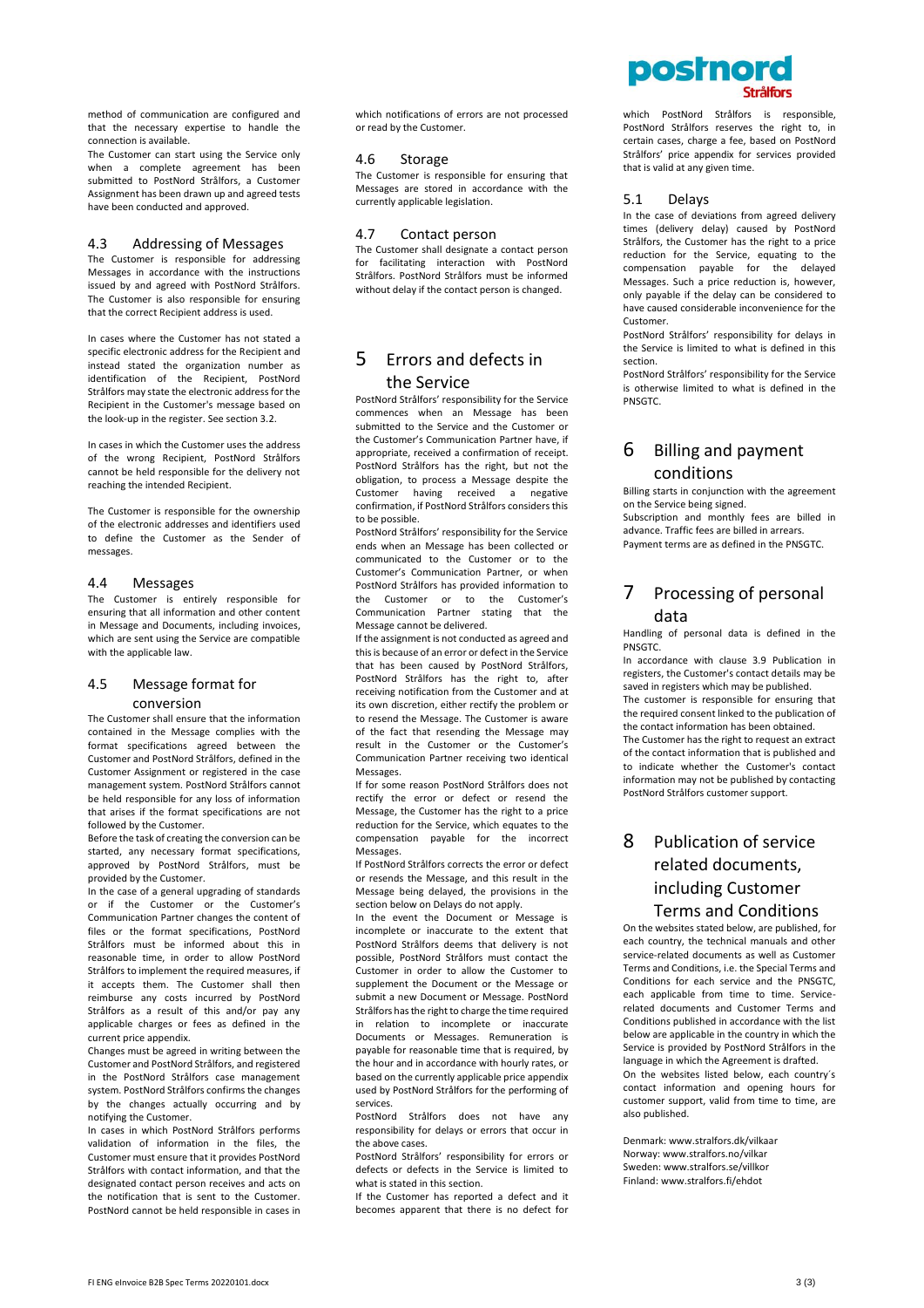method of communication are configured and that the necessary expertise to handle the connection is available.

The Customer can start using the Service only when a complete agreement has been submitted to PostNord Strålfors, a Customer Assignment has been drawn up and agreed tests have been conducted and approved.

## 4.3 Addressing of Messages

The Customer is responsible for addressing Messages in accordance with the instructions issued by and agreed with PostNord Strålfors. The Customer is also responsible for ensuring that the correct Recipient address is used.

In cases where the Customer has not stated a specific electronic address for the Recipient and instead stated the organization number as identification of the Recipient, PostNord Strålfors may state the electronic address for the Recipient in the Customer's message based on the look-up in the register. See section 3.2.

In cases in which the Customer uses the address of the wrong Recipient, PostNord Strålfors cannot be held responsible for the delivery not reaching the intended Recipient.

The Customer is responsible for the ownership of the electronic addresses and identifiers used to define the Customer as the Sender of messages.

## 4.4 Messages

The Customer is entirely responsible for ensuring that all information and other content in Message and Documents, including invoices, which are sent using the Service are compatible with the applicable law.

## 4.5 Message format for conversion

The Customer shall ensure that the information contained in the Message complies with the format specifications agreed between the Customer and PostNord Strålfors, defined in the Customer Assignment or registered in the case management system. PostNord Strålfors cannot be held responsible for any loss of information that arises if the format specifications are not followed by the Customer.

Before the task of creating the conversion can be started, any necessary format specifications, approved by PostNord Strålfors, must be provided by the Customer.

In the case of a general upgrading of standards or if the Customer or the Customer's Communication Partner changes the content of files or the format specifications, PostNord Strålfors must be informed about this in reasonable time, in order to allow PostNord Strålfors to implement the required measures, if it accepts them. The Customer shall then reimburse any costs incurred by PostNord Strålfors as a result of this and/or pay any applicable charges or fees as defined in the current price appendix.

Changes must be agreed in writing between the Customer and PostNord Strålfors, and registered in the PostNord Strålfors case management system. PostNord Strålfors confirms the changes by the changes actually occurring and by notifying the Customer.

In cases in which PostNord Strålfors performs validation of information in the files, the Customer must ensure that it provides PostNord Strålfors with contact information, and that the designated contact person receives and acts on the notification that is sent to the Customer. PostNord cannot be held responsible in cases in which notifications of errors are not processed or read by the Customer.

## 4.6 Storage

The Customer is responsible for ensuring that Messages are stored in accordance with the currently applicable legislation.

## 4.7 Contact person

The Customer shall designate a contact person for facilitating interaction with PostNord Strålfors. PostNord Strålfors must be informed without delay if the contact person is changed.

# 5 Errors and defects in the Service

PostNord Strålfors' responsibility for the Service commences when an Message has been submitted to the Service and the Customer or the Customer's Communication Partner have, if appropriate, received a confirmation of receipt. PostNord Strålfors has the right, but not the obligation, to process a Message despite the Customer having received a negative confirmation, if PostNord Strålfors considers this to be possible.

PostNord Strålfors' responsibility for the Service ends when an Message has been collected or communicated to the Customer or to the Customer's Communication Partner, or when PostNord Strålfors has provided information to the Customer or to the Customer's Communication Partner stating that the Message cannot be delivered.

If the assignment is not conducted as agreed and this is because of an error or defect in the Service that has been caused by PostNord Strålfors, PostNord Strålfors has the right to, after receiving notification from the Customer and at its own discretion, either rectify the problem or to resend the Message. The Customer is aware of the fact that resending the Message may result in the Customer or the Customer's Communication Partner receiving two identical Messages.

If for some reason PostNord Strålfors does not rectify the error or defect or resend the Message, the Customer has the right to a price reduction for the Service, which equates to the compensation payable for the incorrect Messages.

If PostNord Strålfors corrects the error or defect or resends the Message, and this result in the Message being delayed, the provisions in the section below on Delays do not apply.

In the event the Document or Message is incomplete or inaccurate to the extent that PostNord Strålfors deems that delivery is not possible, PostNord Strålfors must contact the Customer in order to allow the Customer to supplement the Document or the Message or submit a new Document or Message. PostNord Strålfors has the right to charge the time required in relation to incomplete or inaccurate Documents or Messages. Remuneration is payable for reasonable time that is required, by the hour and in accordance with hourly rates, or based on the currently applicable price appendix used by PostNord Strålfors for the performing of services.

PostNord Strålfors does not have any responsibility for delays or errors that occur in the above cases.

PostNord Strålfors' responsibility for errors or defects or defects in the Service is limited to what is stated in this section.

If the Customer has reported a defect and it becomes apparent that there is no defect for which PostNord Strålfors is responsible, PostNord Strålfors reserves the right to, in certain cases, charge a fee, based on PostNord Strålfors' price appendix for services provided that is valid at any given time.

## 5.1 Delays

In the case of deviations from agreed delivery times (delivery delay) caused by PostNord Strålfors, the Customer has the right to a price reduction for the Service, equating to the compensation payable for the delayed Messages. Such a price reduction is, however, only payable if the delay can be considered to have caused considerable inconvenience for the Customer.

PostNord Strålfors' responsibility for delays in the Service is limited to what is defined in this section.

PostNord Strålfors' responsibility for the Service is otherwise limited to what is defined in the PNSGTC.

# 6 Billing and payment conditions

Billing starts in conjunction with the agreement on the Service being signed.

Subscription and monthly fees are billed in advance. Traffic fees are billed in arrears.

Payment terms are as defined in the PNSGTC.

# 7 Processing of personal data

Handling of personal data is defined in the PNSGTC.

In accordance with clause 3.9 Publication in registers, the Customer's contact details may be saved in registers which may be published.

The customer is responsible for ensuring that the required consent linked to the publication of the contact information has been obtained.

The Customer has the right to request an extract of the contact information that is published and to indicate whether the Customer's contact information may not be published by contacting PostNord Strålfors customer support.

# 8 Publication of service related documents, including Customer Terms and Conditions

On the websites stated below, are published, for each country, the technical manuals and other service-related documents as well as Customer Terms and Conditions, i.e. the Special Terms and Conditions for each service and the PNSGTC, each applicable from time to time. Service-related documents and Customer Terms and Conditions published in accordance with the list below are applicable in the country in which the Service is provided by PostNord Strålfors in the language in which the Agreement is drafted.

On the websites listed below, each country´s contact information and opening hours for customer support, valid from time to time, are also published.

Denmark: www.stralfors.dk/vilkaar
Norway: www.stralfors.no/vilkar
Sweden: www.stralfors.se/villkor
Finland: www.stralfors.fi/ehdot